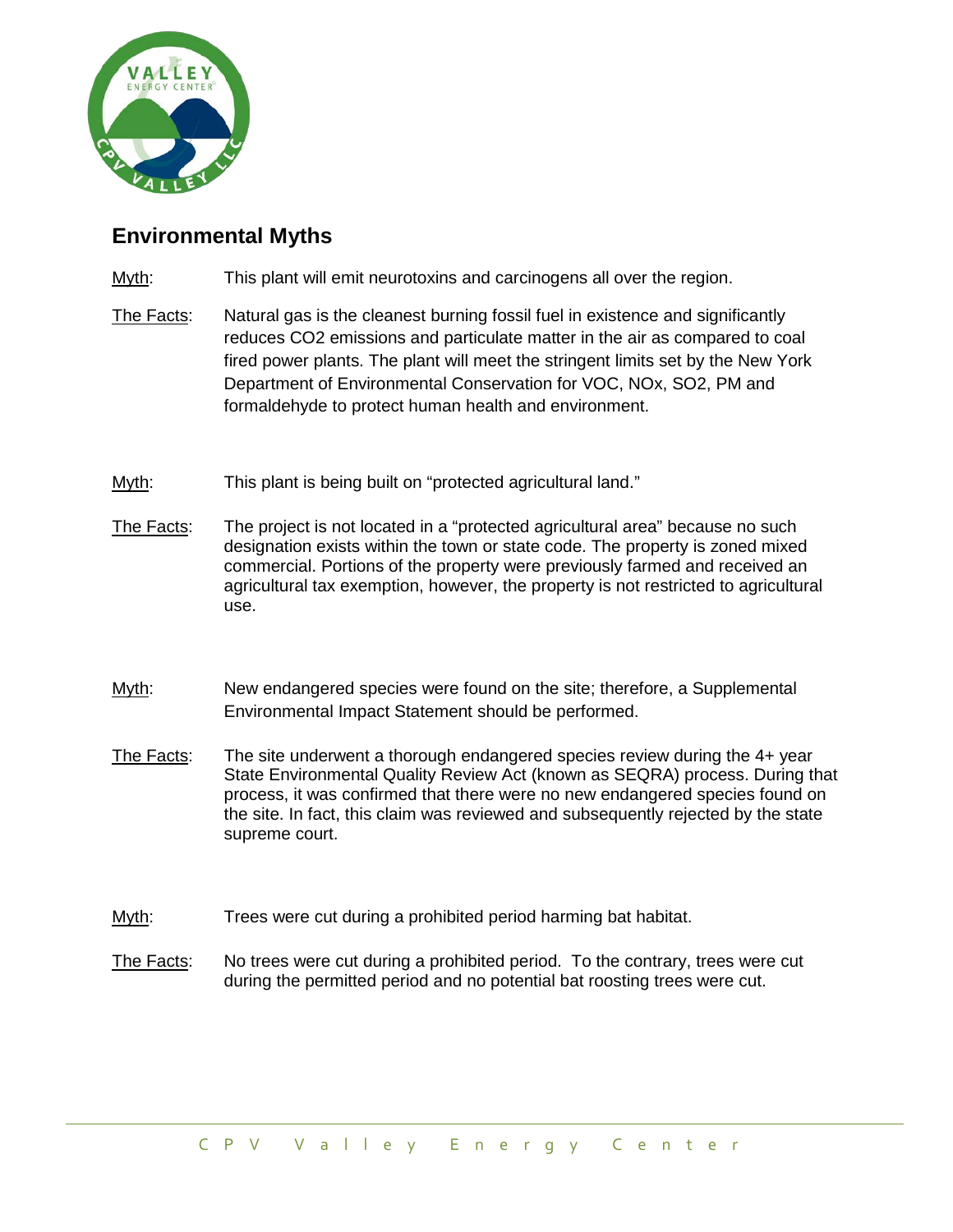## Environmental Myths

Myth: This plant will emit neurotoxins and carcinogens all over the region.

The Facts: Natural gas is the cleanest burning fossil fuel in existence and significantly reduces CO2 emissions and particulate matter in the air as compared to coal fired power plants. The plant will meet the stringent limits set by the New York Department of Environmental Conservation for VOC, NOx, SO2, PM and formaldehyde to protect human health and environment.

Myth: This plant is being built on "protected agricultural land."

The Facts: The project is not located in a "protected agricultural area" because no such designation exists within the town or state code. The property is zoned mixed commercial. Portions of the property were previously farmed and received an agricultural tax exemption, however, the property is not restricted to agricultural use.

Myth: New endangered species were found on the site; therefore, a Supplemental Environmental Impact Statement should be performed.

The Facts: The site underwent a thorough endangered species review during the 4+ year State Environmental Quality Review Act (known as SEQRA) process. During that process, it was confirmed that there were no new endangered species found on the site. In fact, this claim was reviewed and subsequently rejected by the state supreme court.

Myth: Trees were cut during a prohibited period harming bat habitat.

The Facts: No trees were cut during a prohibited period. To the contrary, trees were cut during the permitted period and no potential bat roosting trees were cut.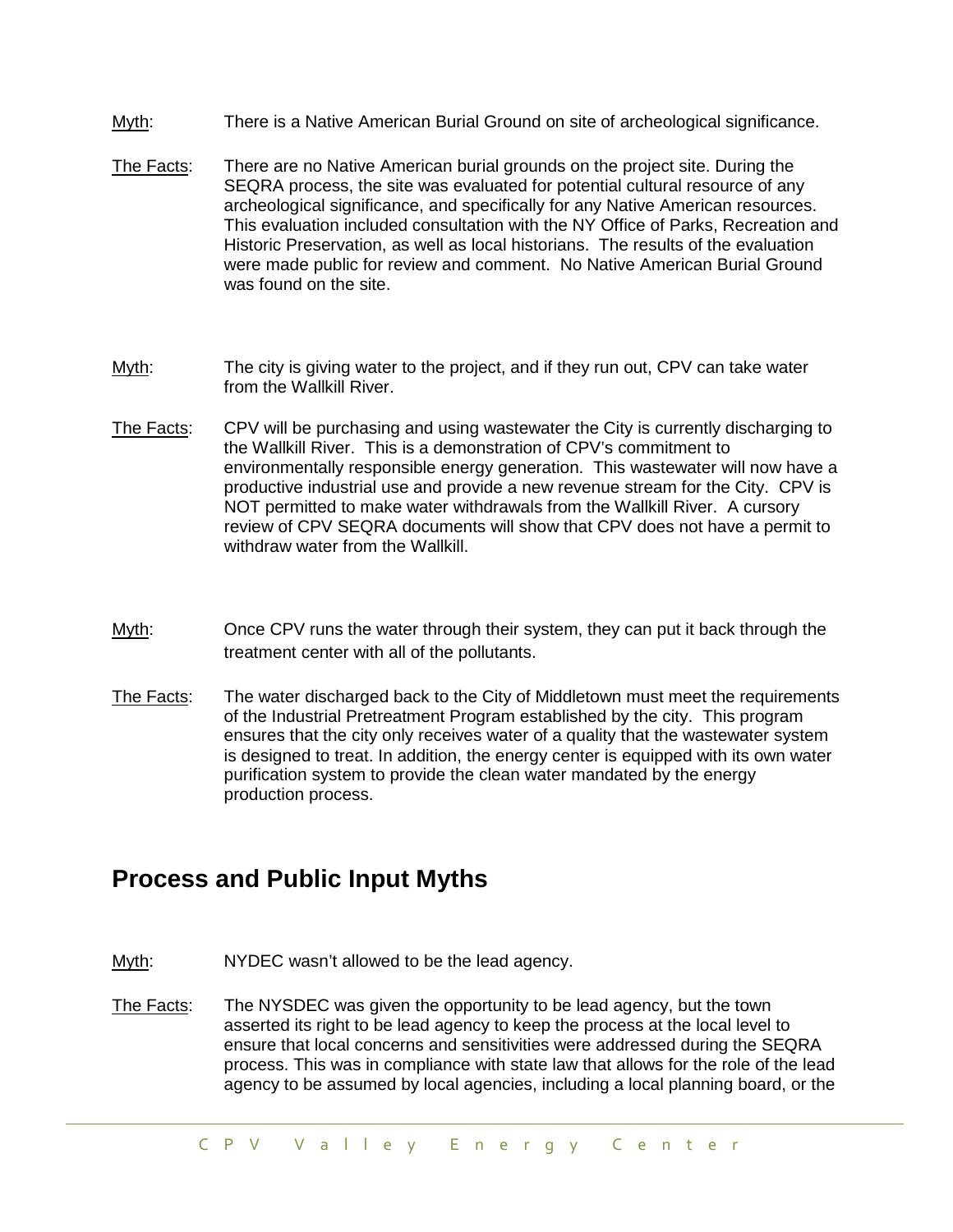Myth: There is a Native American Burial Ground on site of archeological significance.

The Facts: There are no Native American burial grounds on the project site. During the SEQRA process, the site was evaluated for potential cultural resource of any archeological significance, and specifically for any Native American resources. This evaluation included consultation with the NY Office of Parks, Recreation and Historic Preservation, as well as local historians. The results of the evaluation were made public for review and comment. No Native American Burial Ground was found on the site.

Myth: The city is giving water to the project, and if they run out, CPV can take water from the Wallkill River.

The Facts: CPV will be purchasing and using wastewater the City is currently discharging to the Wallkill River. This is a demonstration of CPV's commitment to environmentally responsible energy generation. This wastewater will now have a productive industrial use and provide a new revenue stream for the City. CPV is NOT permitted to make water withdrawals from the Wallkill River. A cursory review of CPV SEQRA documents will show that CPV does not have a permit to withdraw water from the Wallkill.

Myth: Once CPV runs the water through their system, they can put it back through the treatment center with all of the pollutants.

The Facts: The water discharged back to the City of Middletown must meet the requirements of the Industrial Pretreatment Program established by the city. This program ensures that the city only receives water of a quality that the wastewater system is designed to treat. In addition, the energy center is equipped with its own water purification system to provide the clean water mandated by the energy production process.

## Process and Public Input Myths

Myth: NYDEC wasn't allowed to be the lead agency.

The Facts: The NYSDEC was given the opportunity to be lead agency, but the town asserted its right to be lead agency to keep the process at the local level to ensure that local concerns and sensitivities were addressed during the SEQRA process. This was in compliance with state law that allows for the role of the lead agency to be assumed by local agencies, including a local planning board, or the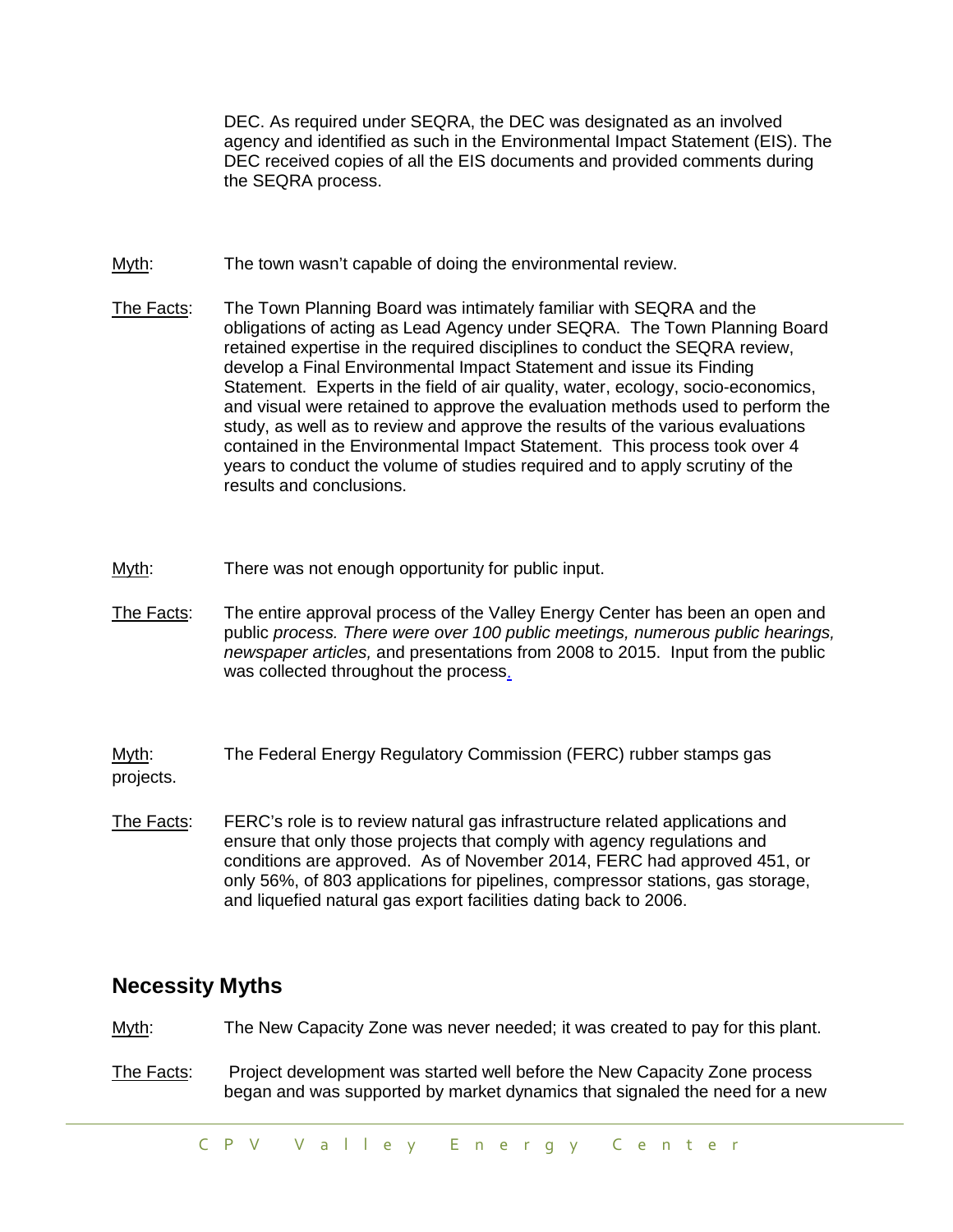DEC. As required under SEQRA, the DEC was designated as an involved agency and identified as such in the Environmental Impact Statement (EIS). The DEC received copies of all the EIS documents and provided comments during the SEQRA process.

Myth: The town wasn't capable of doing the environmental review.

The Facts: The Town Planning Board was intimately familiar with SEQRA and the obligations of acting as Lead Agency under SEQRA. The Town Planning Board retained expertise in the required disciplines to conduct the SEQRA review, develop a Final Environmental Impact Statement and issue its Finding Statement. Experts in the field of air quality, water, ecology, socio-economics, and visual were retained to approve the evaluation methods used to perform the study, as well as to review and approve the results of the various evaluations contained in the Environmental Impact Statement. This process took over 4 years to conduct the volume of studies required and to apply scrutiny of the results and conclusions.

Myth: There was not enough opportunity for public input.

The Facts: The entire approval process of the Valley Energy Center has been an open and public *process. There were over 100 public meetings, numerous public hearings, newspaper articles,* and presentations from 2008 to 2015. Input from the public was collected throughout the process.

Myth: The Federal Energy Regulatory Commission (FERC) rubber stamps gas projects.

The Facts: FERC's role is to review natural gas infrastructure related applications and ensure that only those projects that comply with agency regulations and conditions are approved. As of November 2014, FERC had approved 451, or only 56%, of 803 applications for pipelines, compressor stations, gas storage, and liquefied natural gas export facilities dating back to 2006.

## Necessity Myths

Myth: The New Capacity Zone was never needed; it was created to pay for this plant.

The Facts: Project development was started well before the New Capacity Zone process began and was supported by market dynamics that signaled the need for a new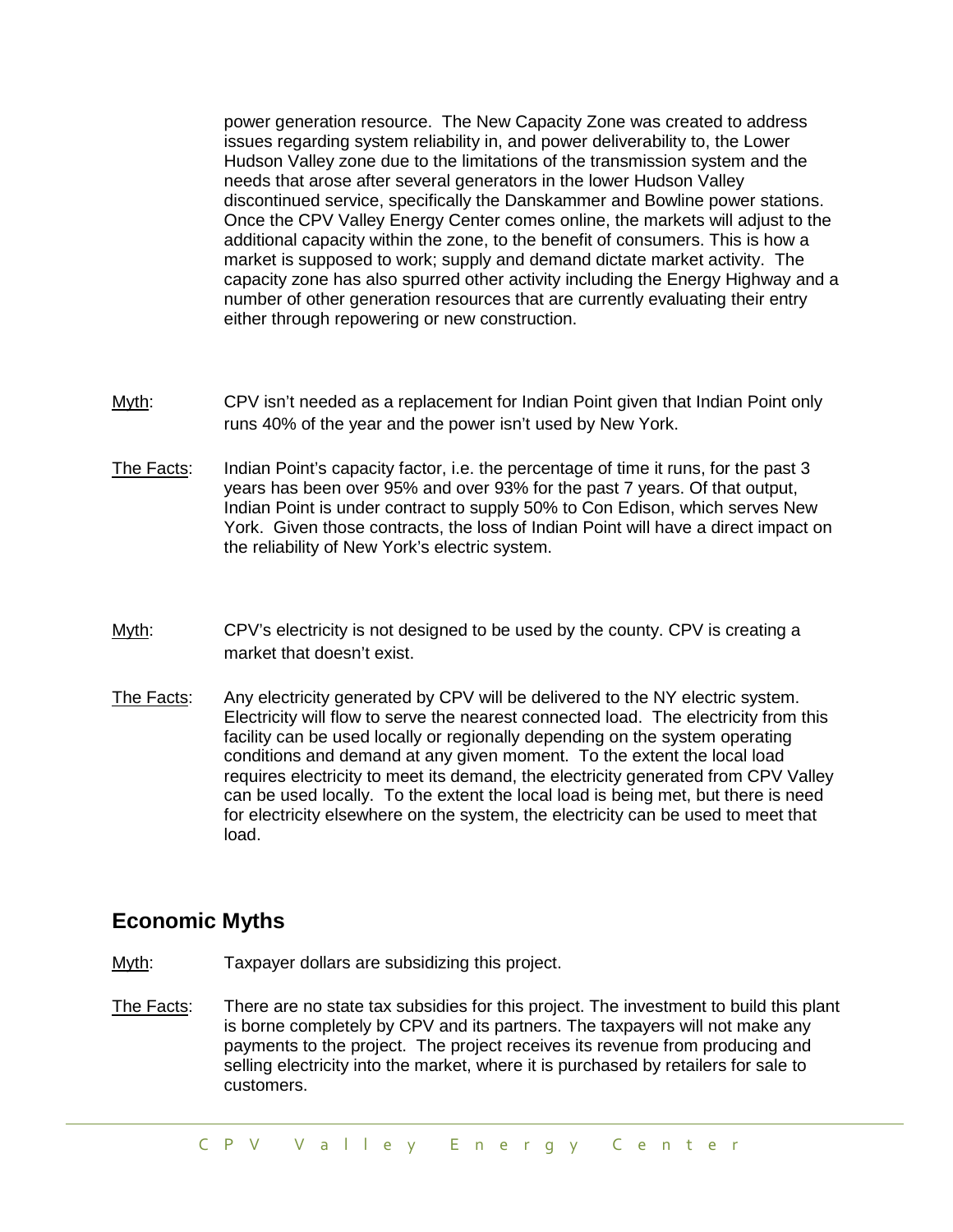power generation resource. The New Capacity Zone was created to address issues regarding system reliability in, and power deliverability to, the Lower Hudson Valley zone due to the limitations of the transmission system and the needs that arose after several generators in the lower Hudson Valley discontinued service, specifically the Danskammer and Bowline power stations. Once the CPV Valley Energy Center comes online, the markets will adjust to the additional capacity within the zone, to the benefit of consumers. This is how a market is supposed to work; supply and demand dictate market activity. The capacity zone has also spurred other activity including the Energy Highway and a number of other generation resources that are currently evaluating their entry either through repowering or new construction.

Myth: CPV isn't needed as a replacement for Indian Point given that Indian Point only runs 40% of the year and the power isn't used by New York.

The Facts: Indian Point's capacity factor, i.e. the percentage of time it runs, for the past 3 years has been over 95% and over 93% for the past 7 years. Of that output, Indian Point is under contract to supply 50% to Con Edison, which serves New York. Given those contracts, the loss of Indian Point will have a direct impact on the reliability of New York's electric system.

Myth: CPV's electricity is not designed to be used by the county. CPV is creating a market that doesn't exist.

The Facts: Any electricity generated by CPV will be delivered to the NY electric system. Electricity will flow to serve the nearest connected load. The electricity from this facility can be used locally or regionally depending on the system operating conditions and demand at any given moment. To the extent the local load requires electricity to meet its demand, the electricity generated from CPV Valley can be used locally. To the extent the local load is being met, but there is need for electricity elsewhere on the system, the electricity can be used to meet that load.

## Economic Myths

Myth: Taxpayer dollars are subsidizing this project.

The Facts: There are no state tax subsidies for this project. The investment to build this plant is borne completely by CPV and its partners. The taxpayers will not make any payments to the project. The project receives its revenue from producing and selling electricity into the market, where it is purchased by retailers for sale to customers.